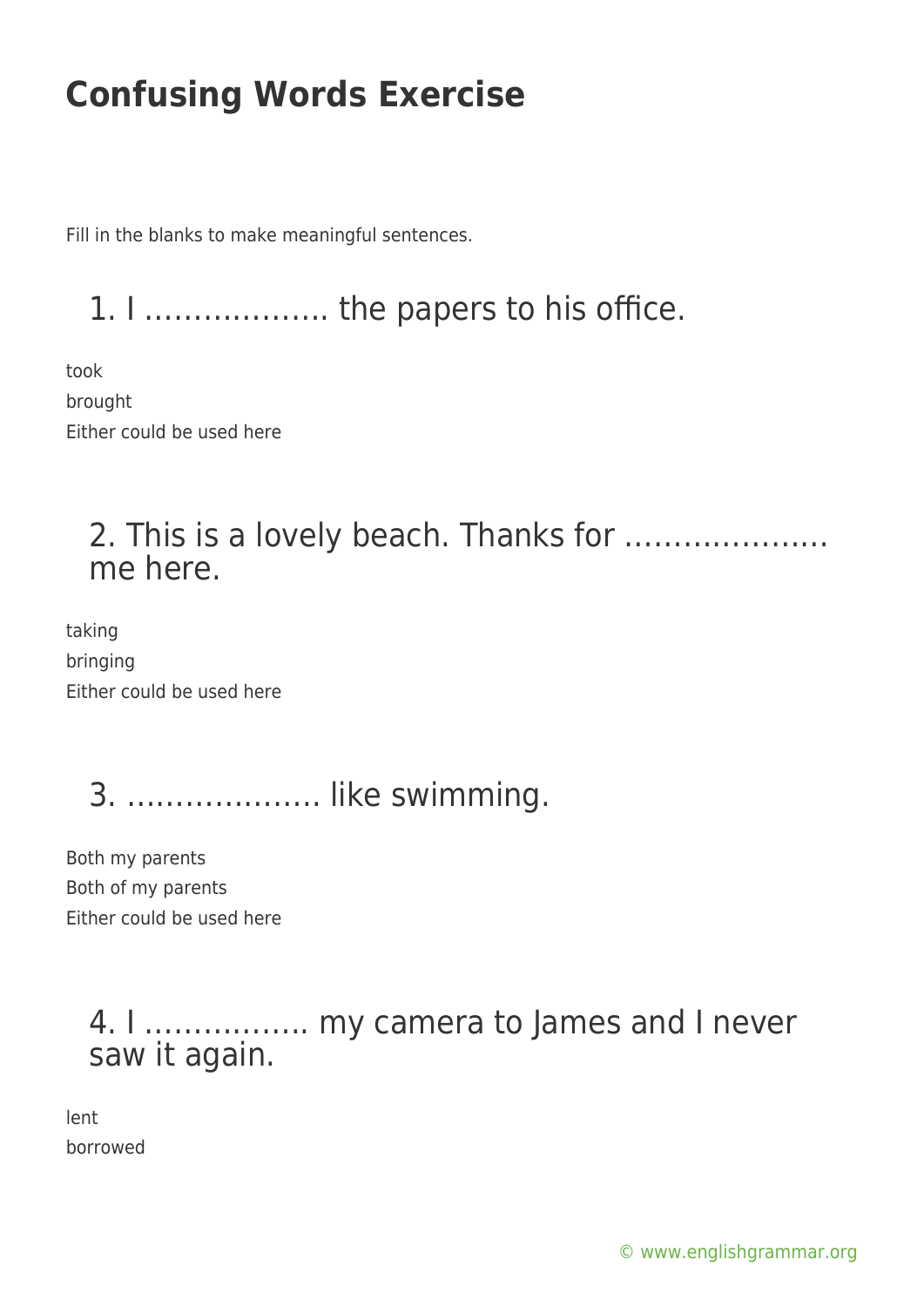# Confusing Words Exercise

Fill in the blanks to make meaningful sentences.

## 1. I ………………. the papers to his office.

took
brought
Either could be used here

## 2. This is a lovely beach. Thanks for ………………… me here.

taking
bringing
Either could be used here

## 3. ………………. like swimming.

Both my parents
Both of my parents
Either could be used here

## 4. I …………….. my camera to James and I never saw it again.

lent
borrowed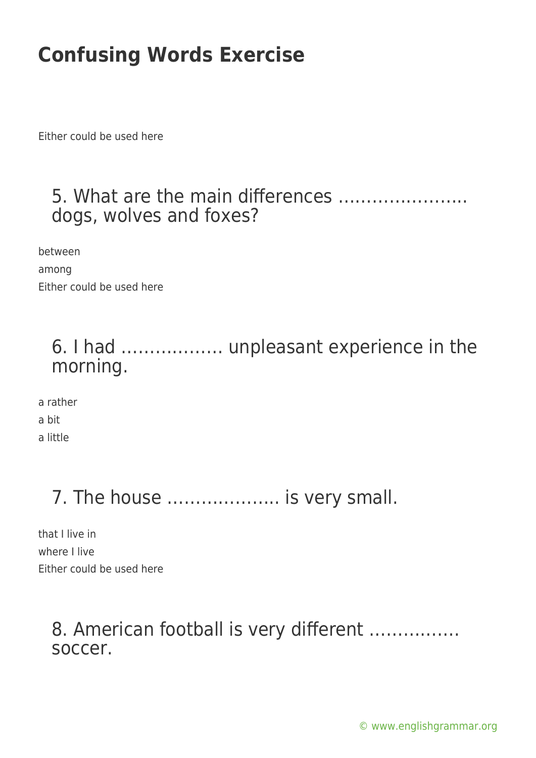# Confusing Words Exercise

Either could be used here

## 5. What are the main differences ………………….. dogs, wolves and foxes?

between

among

Either could be used here

## 6. I had ……………… unpleasant experience in the morning.

a rather

a bit

a little

## 7. The house ……………….. is very small.

that I live in

where I live

Either could be used here

## 8. American football is very different ……………. soccer.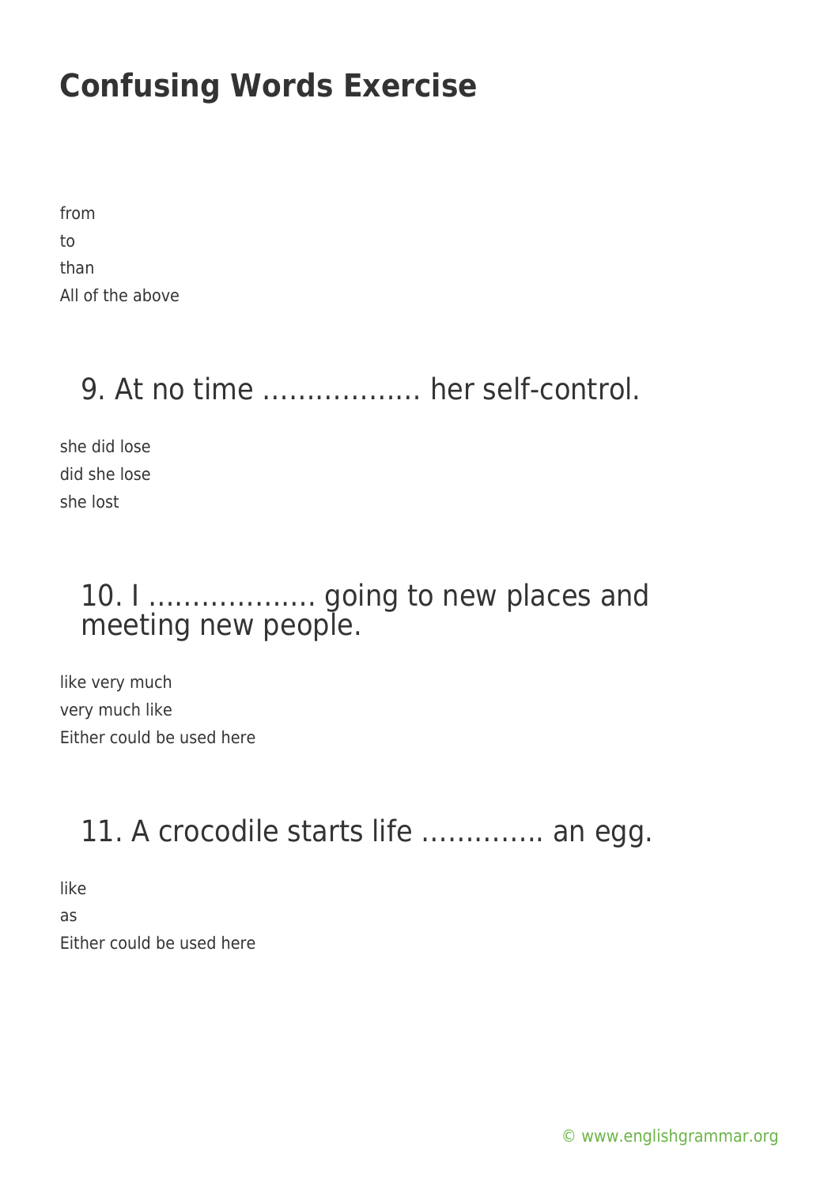from
to
than
All of the above

## 9. At no time ……………… her self-control.

she did lose
did she lose
she lost

## 10. I ………………. going to new places and meeting new people.

like very much
very much like
Either could be used here

## 11. A crocodile starts life …………. an egg.

like
as
Either could be used here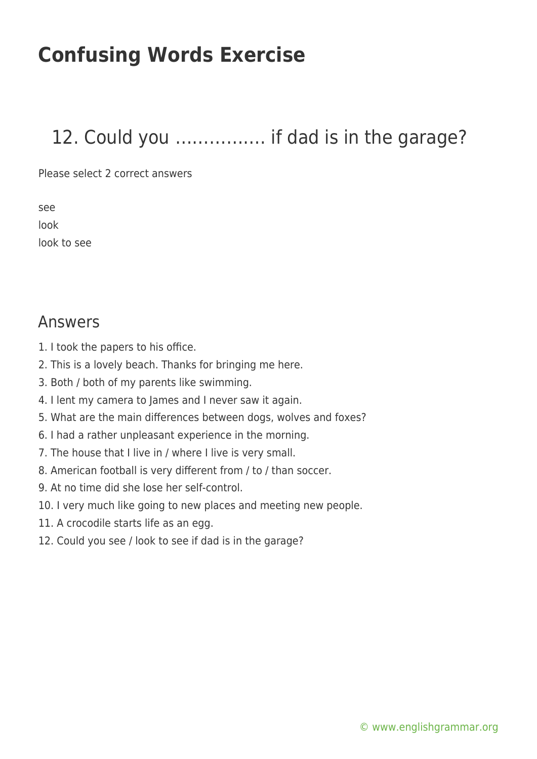# Confusing Words Exercise

## 12. Could you ……………. if dad is in the garage?

Please select 2 correct answers

see
look
look to see

## Answers

1. I took the papers to his office.
2. This is a lovely beach. Thanks for bringing me here.
3. Both / both of my parents like swimming.
4. I lent my camera to James and I never saw it again.
5. What are the main differences between dogs, wolves and foxes?
6. I had a rather unpleasant experience in the morning.
7. The house that I live in / where I live is very small.
8. American football is very different from / to / than soccer.
9. At no time did she lose her self-control.
10. I very much like going to new places and meeting new people.
11. A crocodile starts life as an egg.
12. Could you see / look to see if dad is in the garage?

© www.englishgrammar.org